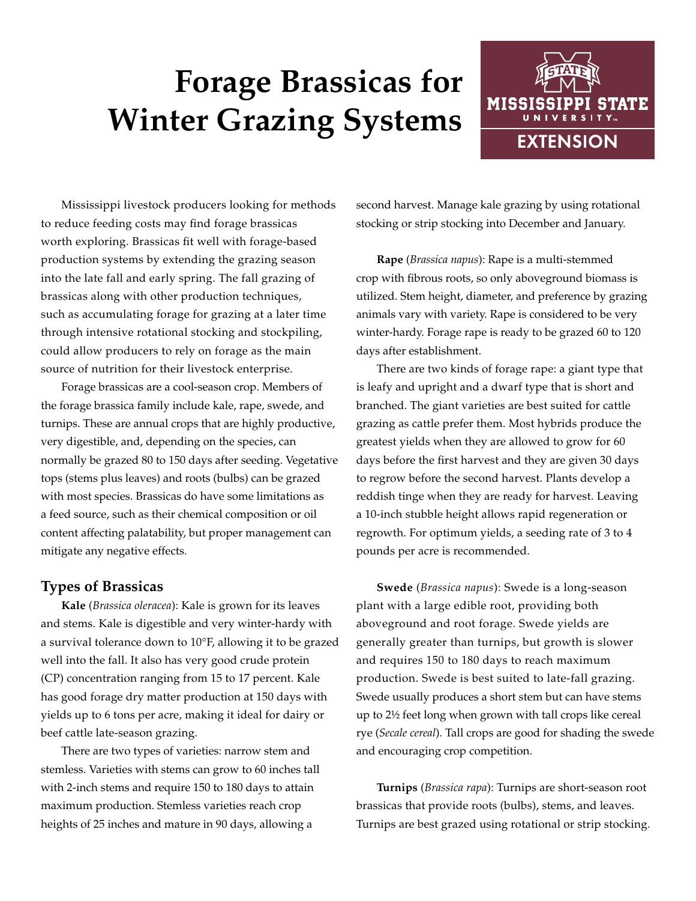# Forage Brassicas for Winter Grazing Systems

Mississippi livestock producers looking for methods to reduce feeding costs may find forage brassicas worth exploring. Brassicas fit well with forage-based production systems by extending the grazing season into the late fall and early spring. The fall grazing of brassicas along with other production techniques, such as accumulating forage for grazing at a later time through intensive rotational stocking and stockpiling, could allow producers to rely on forage as the main source of nutrition for their livestock enterprise.

Forage brassicas are a cool-season crop. Members of the forage brassica family include kale, rape, swede, and turnips. These are annual crops that are highly productive, very digestible, and, depending on the species, can normally be grazed 80 to 150 days after seeding. Vegetative tops (stems plus leaves) and roots (bulbs) can be grazed with most species. Brassicas do have some limitations as a feed source, such as their chemical composition or oil content affecting palatability, but proper management can mitigate any negative effects.

## Types of Brassicas

**Kale** (*Brassica oleracea*): Kale is grown for its leaves and stems. Kale is digestible and very winter-hardy with a survival tolerance down to 10°F, allowing it to be grazed well into the fall. It also has very good crude protein (CP) concentration ranging from 15 to 17 percent. Kale has good forage dry matter production at 150 days with yields up to 6 tons per acre, making it ideal for dairy or beef cattle late-season grazing.

There are two types of varieties: narrow stem and stemless. Varieties with stems can grow to 60 inches tall with 2-inch stems and require 150 to 180 days to attain maximum production. Stemless varieties reach crop heights of 25 inches and mature in 90 days, allowing a second harvest. Manage kale grazing by using rotational stocking or strip stocking into December and January.

**Rape** (*Brassica napus*): Rape is a multi-stemmed crop with fibrous roots, so only aboveground biomass is utilized. Stem height, diameter, and preference by grazing animals vary with variety. Rape is considered to be very winter-hardy. Forage rape is ready to be grazed 60 to 120 days after establishment.

There are two kinds of forage rape: a giant type that is leafy and upright and a dwarf type that is short and branched. The giant varieties are best suited for cattle grazing as cattle prefer them. Most hybrids produce the greatest yields when they are allowed to grow for 60 days before the first harvest and they are given 30 days to regrow before the second harvest. Plants develop a reddish tinge when they are ready for harvest. Leaving a 10-inch stubble height allows rapid regeneration or regrowth. For optimum yields, a seeding rate of 3 to 4 pounds per acre is recommended.

**Swede** (*Brassica napus*): Swede is a long-season plant with a large edible root, providing both aboveground and root forage. Swede yields are generally greater than turnips, but growth is slower and requires 150 to 180 days to reach maximum production. Swede is best suited to late-fall grazing. Swede usually produces a short stem but can have stems up to 2½ feet long when grown with tall crops like cereal rye (*Secale cereal*). Tall crops are good for shading the swede and encouraging crop competition.

**Turnips** (*Brassica rapa*): Turnips are short-season root brassicas that provide roots (bulbs), stems, and leaves. Turnips are best grazed using rotational or strip stocking.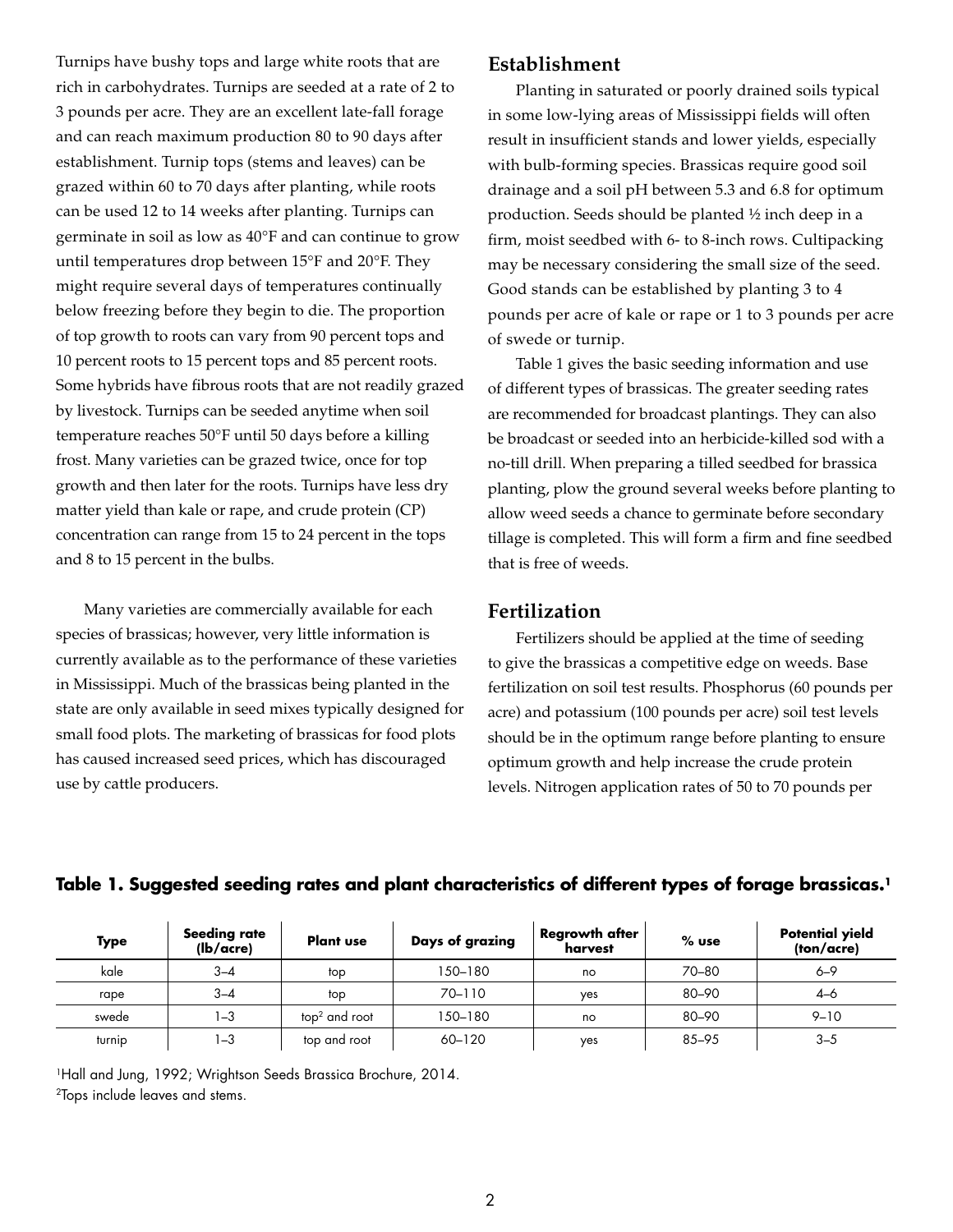Turnips have bushy tops and large white roots that are rich in carbohydrates. Turnips are seeded at a rate of 2 to 3 pounds per acre. They are an excellent late-fall forage and can reach maximum production 80 to 90 days after establishment. Turnip tops (stems and leaves) can be grazed within 60 to 70 days after planting, while roots can be used 12 to 14 weeks after planting. Turnips can germinate in soil as low as 40°F and can continue to grow until temperatures drop between 15°F and 20°F. They might require several days of temperatures continually below freezing before they begin to die. The proportion of top growth to roots can vary from 90 percent tops and 10 percent roots to 15 percent tops and 85 percent roots. Some hybrids have fibrous roots that are not readily grazed by livestock. Turnips can be seeded anytime when soil temperature reaches 50°F until 50 days before a killing frost. Many varieties can be grazed twice, once for top growth and then later for the roots. Turnips have less dry matter yield than kale or rape, and crude protein (CP) concentration can range from 15 to 24 percent in the tops and 8 to 15 percent in the bulbs.

Many varieties are commercially available for each species of brassicas; however, very little information is currently available as to the performance of these varieties in Mississippi. Much of the brassicas being planted in the state are only available in seed mixes typically designed for small food plots. The marketing of brassicas for food plots has caused increased seed prices, which has discouraged use by cattle producers.

## Establishment

Planting in saturated or poorly drained soils typical in some low-lying areas of Mississippi fields will often result in insufficient stands and lower yields, especially with bulb-forming species. Brassicas require good soil drainage and a soil pH between 5.3 and 6.8 for optimum production. Seeds should be planted ½ inch deep in a firm, moist seedbed with 6- to 8-inch rows. Cultipacking may be necessary considering the small size of the seed. Good stands can be established by planting 3 to 4 pounds per acre of kale or rape or 1 to 3 pounds per acre of swede or turnip.

Table 1 gives the basic seeding information and use of different types of brassicas. The greater seeding rates are recommended for broadcast plantings. They can also be broadcast or seeded into an herbicide-killed sod with a no-till drill. When preparing a tilled seedbed for brassica planting, plow the ground several weeks before planting to allow weed seeds a chance to germinate before secondary tillage is completed. This will form a firm and fine seedbed that is free of weeds.

## Fertilization

Fertilizers should be applied at the time of seeding to give the brassicas a competitive edge on weeds. Base fertilization on soil test results. Phosphorus (60 pounds per acre) and potassium (100 pounds per acre) soil test levels should be in the optimum range before planting to ensure optimum growth and help increase the crude protein levels. Nitrogen application rates of 50 to 70 pounds per

**Table 1. Suggested seeding rates and plant characteristics of different types of forage brassicas.[1]**

| Type | Seeding rate (lb/acre) | Plant use | Days of grazing | Regrowth after harvest | % use | Potential yield (ton/acre) |
|---|---|---|---|---|---|---|
| kale | 3–4 | top | 150–180 | no | 70–80 | 6–9 |
| rape | 3–4 | top | 70–110 | yes | 80–90 | 4–6 |
| swede | 1–3 | top[2] and root | 150–180 | no | 80–90 | 9–10 |
| turnip | 1–3 | top and root | 60–120 | yes | 85–95 | 3–5 |

[1]Hall and Jung, 1992; Wrightson Seeds Brassica Brochure, 2014.
[2]Tops include leaves and stems.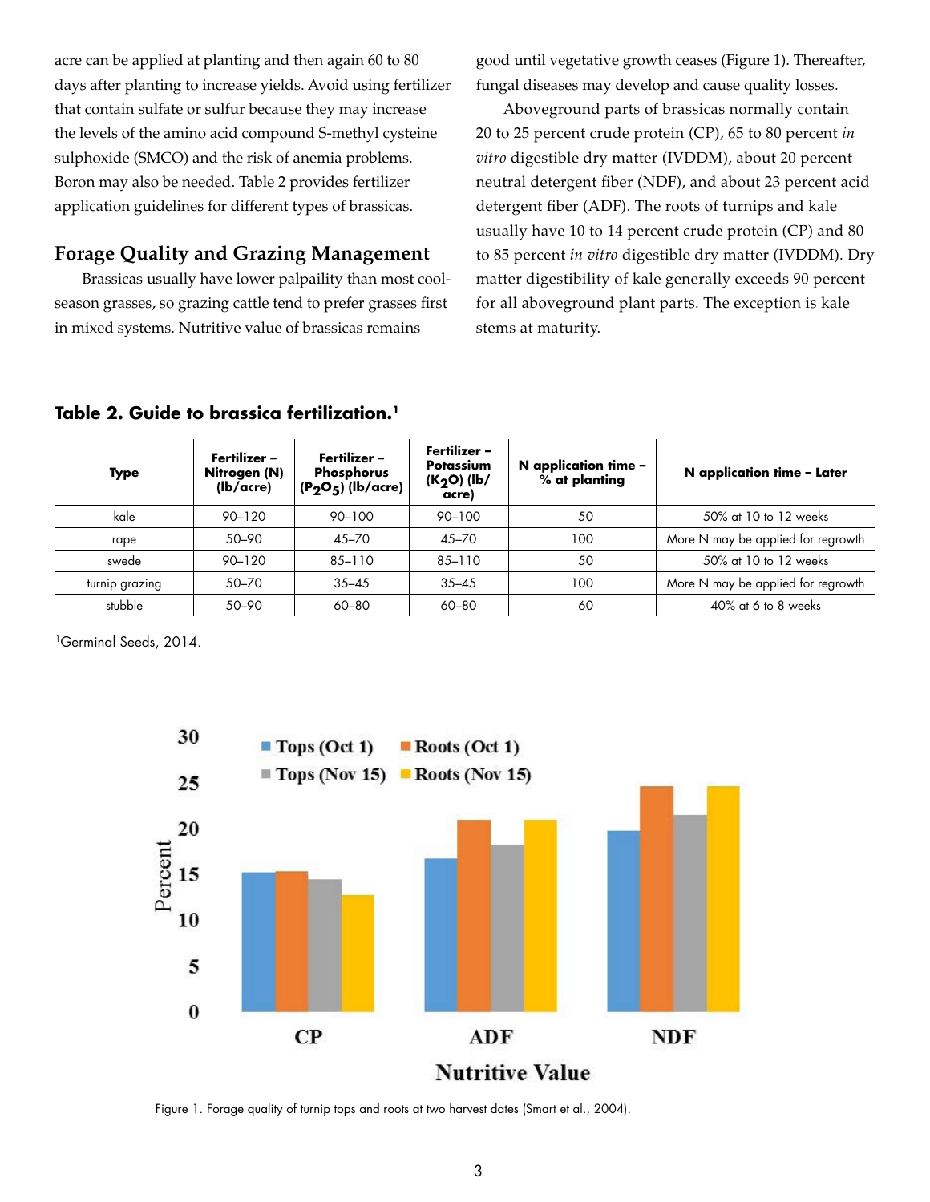acre can be applied at planting and then again 60 to 80 days after planting to increase yields. Avoid using fertilizer that contain sulfate or sulfur because they may increase the levels of the amino acid compound S-methyl cysteine sulphoxide (SMCO) and the risk of anemia problems. Boron may also be needed. Table 2 provides fertilizer application guidelines for different types of brassicas.

## Forage Quality and Grazing Management

Brassicas usually have lower palpaility than most cool-season grasses, so grazing cattle tend to prefer grasses first in mixed systems. Nutritive value of brassicas remains good until vegetative growth ceases (Figure 1). Thereafter, fungal diseases may develop and cause quality losses.

Aboveground parts of brassicas normally contain 20 to 25 percent crude protein (CP), 65 to 80 percent *in vitro* digestible dry matter (IVDDM), about 20 percent neutral detergent fiber (NDF), and about 23 percent acid detergent fiber (ADF). The roots of turnips and kale usually have 10 to 14 percent crude protein (CP) and 80 to 85 percent *in vitro* digestible dry matter (IVDDM). Dry matter digestibility of kale generally exceeds 90 percent for all aboveground plant parts. The exception is kale stems at maturity.

**Table 2. Guide to brassica fertilization.[1]**

| Type | Fertilizer – Nitrogen (N) (lb/acre) | Fertilizer – Phosphorus ($P_2O_5$) (lb/acre) | Fertilizer – Potassium ($K_2O$) (lb/acre) | N application time – % at planting | N application time – Later |
|---|---|---|---|---|---|
| kale | 90–120 | 90–100 | 90–100 | 50 | 50% at 10 to 12 weeks |
| rape | 50–90 | 45–70 | 45–70 | 100 | More N may be applied for regrowth |
| swede | 90–120 | 85–110 | 85–110 | 50 | 50% at 10 to 12 weeks |
| turnip grazing | 50–70 | 35–45 | 35–45 | 100 | More N may be applied for regrowth |
| stubble | 50–90 | 60–80 | 60–80 | 60 | 40% at 6 to 8 weeks |

[1]Germinal Seeds, 2014.

Figure 1. Forage quality of turnip tops and roots at two harvest dates (Smart et al., 2004).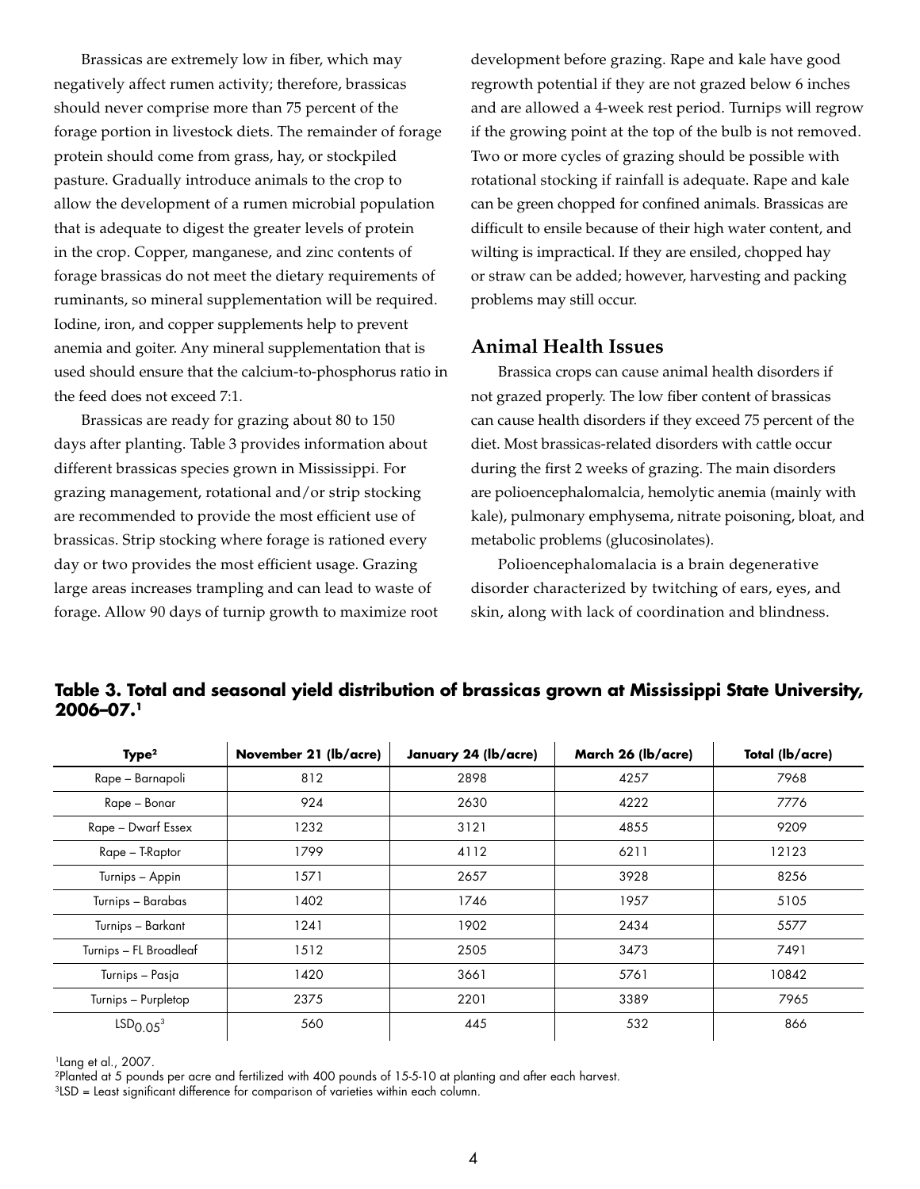Brassicas are extremely low in fiber, which may negatively affect rumen activity; therefore, brassicas should never comprise more than 75 percent of the forage portion in livestock diets. The remainder of forage protein should come from grass, hay, or stockpiled pasture. Gradually introduce animals to the crop to allow the development of a rumen microbial population that is adequate to digest the greater levels of protein in the crop. Copper, manganese, and zinc contents of forage brassicas do not meet the dietary requirements of ruminants, so mineral supplementation will be required. Iodine, iron, and copper supplements help to prevent anemia and goiter. Any mineral supplementation that is used should ensure that the calcium-to-phosphorus ratio in the feed does not exceed 7:1.

Brassicas are ready for grazing about 80 to 150 days after planting. Table 3 provides information about different brassicas species grown in Mississippi. For grazing management, rotational and/or strip stocking are recommended to provide the most efficient use of brassicas. Strip stocking where forage is rationed every day or two provides the most efficient usage. Grazing large areas increases trampling and can lead to waste of forage. Allow 90 days of turnip growth to maximize root development before grazing. Rape and kale have good regrowth potential if they are not grazed below 6 inches and are allowed a 4-week rest period. Turnips will regrow if the growing point at the top of the bulb is not removed. Two or more cycles of grazing should be possible with rotational stocking if rainfall is adequate. Rape and kale can be green chopped for confined animals. Brassicas are difficult to ensile because of their high water content, and wilting is impractical. If they are ensiled, chopped hay or straw can be added; however, harvesting and packing problems may still occur.

## Animal Health Issues

Brassica crops can cause animal health disorders if not grazed properly. The low fiber content of brassicas can cause health disorders if they exceed 75 percent of the diet. Most brassicas-related disorders with cattle occur during the first 2 weeks of grazing. The main disorders are polioencephalomalcia, hemolytic anemia (mainly with kale), pulmonary emphysema, nitrate poisoning, bloat, and metabolic problems (glucosinolates).

Polioencephalomalacia is a brain degenerative disorder characterized by twitching of ears, eyes, and skin, along with lack of coordination and blindness.

**Table 3. Total and seasonal yield distribution of brassicas grown at Mississippi State University, 2006–07.[1]**

| Type[2] | November 21 (lb/acre) | January 24 (lb/acre) | March 26 (lb/acre) | Total (lb/acre) |
|---|---|---|---|---|
| Rape – Barnapoli | 812 | 2898 | 4257 | 7968 |
| Rape – Bonar | 924 | 2630 | 4222 | 7776 |
| Rape – Dwarf Essex | 1232 | 3121 | 4855 | 9209 |
| Rape – T-Raptor | 1799 | 4112 | 6211 | 12123 |
| Turnips – Appin | 1571 | 2657 | 3928 | 8256 |
| Turnips – Barabas | 1402 | 1746 | 1957 | 5105 |
| Turnips – Barkant | 1241 | 1902 | 2434 | 5577 |
| Turnips – FL Broadleaf | 1512 | 2505 | 3473 | 7491 |
| Turnips – Pasja | 1420 | 3661 | 5761 | 10842 |
| Turnips – Purpletop | 2375 | 2201 | 3389 | 7965 |
| $LSD_{0.05}$[3] | 560 | 445 | 532 | 866 |

[1]Lang et al., 2007.
[2]Planted at 5 pounds per acre and fertilized with 400 pounds of 15-5-10 at planting and after each harvest.
[3]LSD = Least significant difference for comparison of varieties within each column.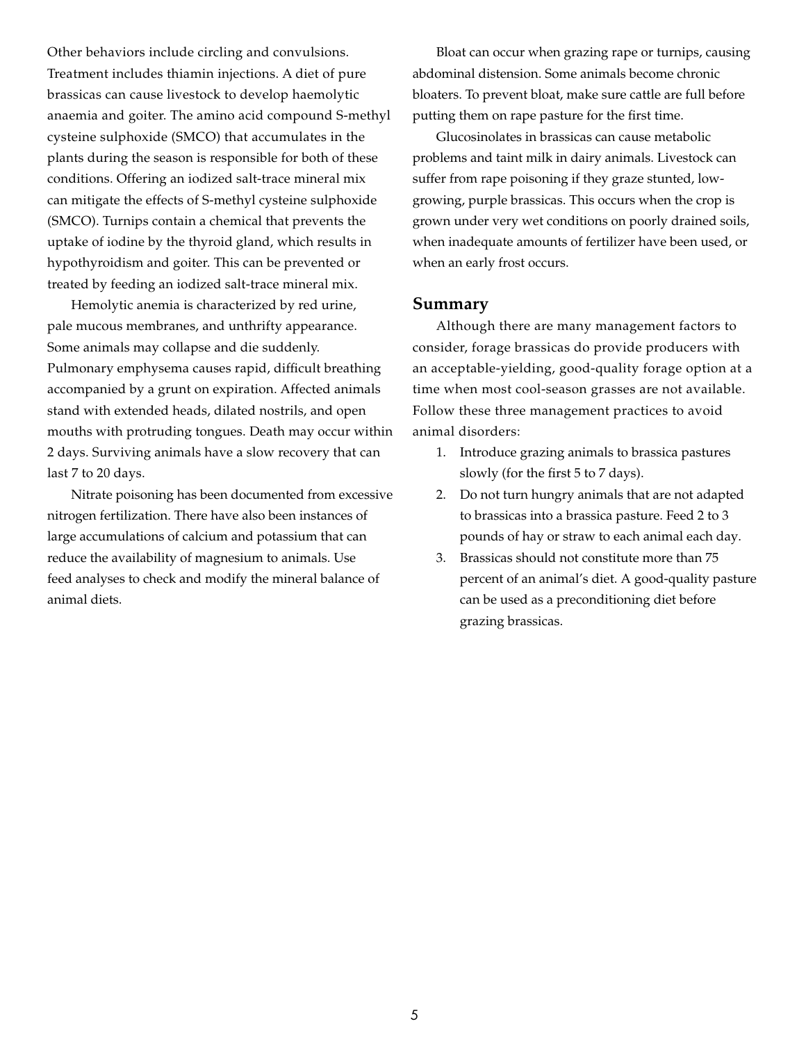Other behaviors include circling and convulsions. Treatment includes thiamin injections. A diet of pure brassicas can cause livestock to develop haemolytic anaemia and goiter. The amino acid compound S-methyl cysteine sulphoxide (SMCO) that accumulates in the plants during the season is responsible for both of these conditions. Offering an iodized salt-trace mineral mix can mitigate the effects of S-methyl cysteine sulphoxide (SMCO). Turnips contain a chemical that prevents the uptake of iodine by the thyroid gland, which results in hypothyroidism and goiter. This can be prevented or treated by feeding an iodized salt-trace mineral mix.

Hemolytic anemia is characterized by red urine, pale mucous membranes, and unthrifty appearance. Some animals may collapse and die suddenly. Pulmonary emphysema causes rapid, difficult breathing accompanied by a grunt on expiration. Affected animals stand with extended heads, dilated nostrils, and open mouths with protruding tongues. Death may occur within 2 days. Surviving animals have a slow recovery that can last 7 to 20 days.

Nitrate poisoning has been documented from excessive nitrogen fertilization. There have also been instances of large accumulations of calcium and potassium that can reduce the availability of magnesium to animals. Use feed analyses to check and modify the mineral balance of animal diets.

Bloat can occur when grazing rape or turnips, causing abdominal distension. Some animals become chronic bloaters. To prevent bloat, make sure cattle are full before putting them on rape pasture for the first time.

Glucosinolates in brassicas can cause metabolic problems and taint milk in dairy animals. Livestock can suffer from rape poisoning if they graze stunted, low-growing, purple brassicas. This occurs when the crop is grown under very wet conditions on poorly drained soils, when inadequate amounts of fertilizer have been used, or when an early frost occurs.

## Summary

Although there are many management factors to consider, forage brassicas do provide producers with an acceptable-yielding, good-quality forage option at a time when most cool-season grasses are not available. Follow these three management practices to avoid animal disorders:

1. Introduce grazing animals to brassica pastures slowly (for the first 5 to 7 days).
2. Do not turn hungry animals that are not adapted to brassicas into a brassica pasture. Feed 2 to 3 pounds of hay or straw to each animal each day.
3. Brassicas should not constitute more than 75 percent of an animal's diet. A good-quality pasture can be used as a preconditioning diet before grazing brassicas.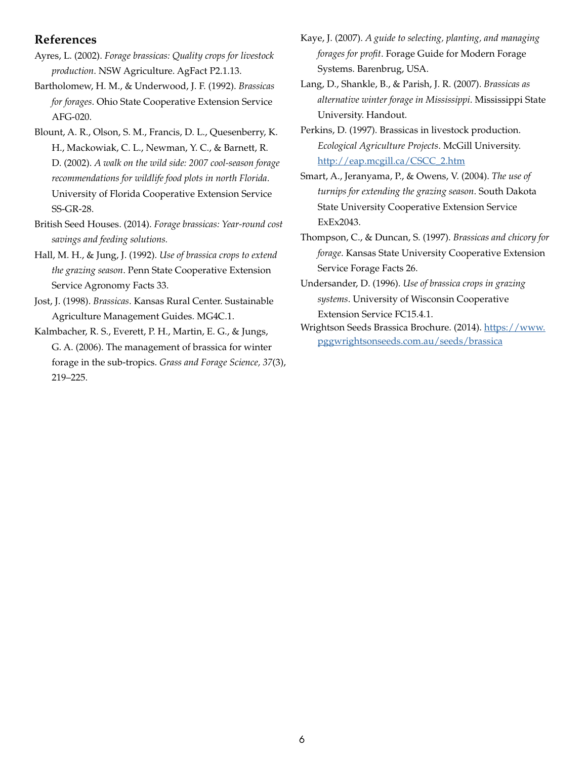## References

Ayres, L. (2002). *Forage brassicas: Quality crops for livestock production*. NSW Agriculture. AgFact P2.1.13.

Bartholomew, H. M., & Underwood, J. F. (1992). *Brassicas for forages*. Ohio State Cooperative Extension Service AFG-020.

Blount, A. R., Olson, S. M., Francis, D. L., Quesenberry, K. H., Mackowiak, C. L., Newman, Y. C., & Barnett, R. D. (2002). *A walk on the wild side: 2007 cool-season forage recommendations for wildlife food plots in north Florida*. University of Florida Cooperative Extension Service SS-GR-28.

British Seed Houses. (2014). *Forage brassicas: Year-round cost savings and feeding solutions.*

Hall, M. H., & Jung, J. (1992). *Use of brassica crops to extend the grazing season*. Penn State Cooperative Extension Service Agronomy Facts 33.

Jost, J. (1998). *Brassicas*. Kansas Rural Center. Sustainable Agriculture Management Guides. MG4C.1.

Kalmbacher, R. S., Everett, P. H., Martin, E. G., & Jungs, G. A. (2006). The management of brassica for winter forage in the sub-tropics. *Grass and Forage Science, 37*(3), 219–225.

Kaye, J. (2007). *A guide to selecting, planting, and managing forages for profit*. Forage Guide for Modern Forage Systems. Barenbrug, USA.

Lang, D., Shankle, B., & Parish, J. R. (2007). *Brassicas as alternative winter forage in Mississippi*. Mississippi State University. Handout.

Perkins, D. (1997). Brassicas in livestock production. *Ecological Agriculture Projects*. McGill University. http://eap.mcgill.ca/CSCC_2.htm

Smart, A., Jeranyama, P., & Owens, V. (2004). *The use of turnips for extending the grazing season*. South Dakota State University Cooperative Extension Service ExEx2043.

Thompson, C., & Duncan, S. (1997). *Brassicas and chicory for forage*. Kansas State University Cooperative Extension Service Forage Facts 26.

Undersander, D. (1996). *Use of brassica crops in grazing systems*. University of Wisconsin Cooperative Extension Service FC15.4.1.

Wrightson Seeds Brassica Brochure. (2014). https://www.pggwrightsonseeds.com.au/seeds/brassica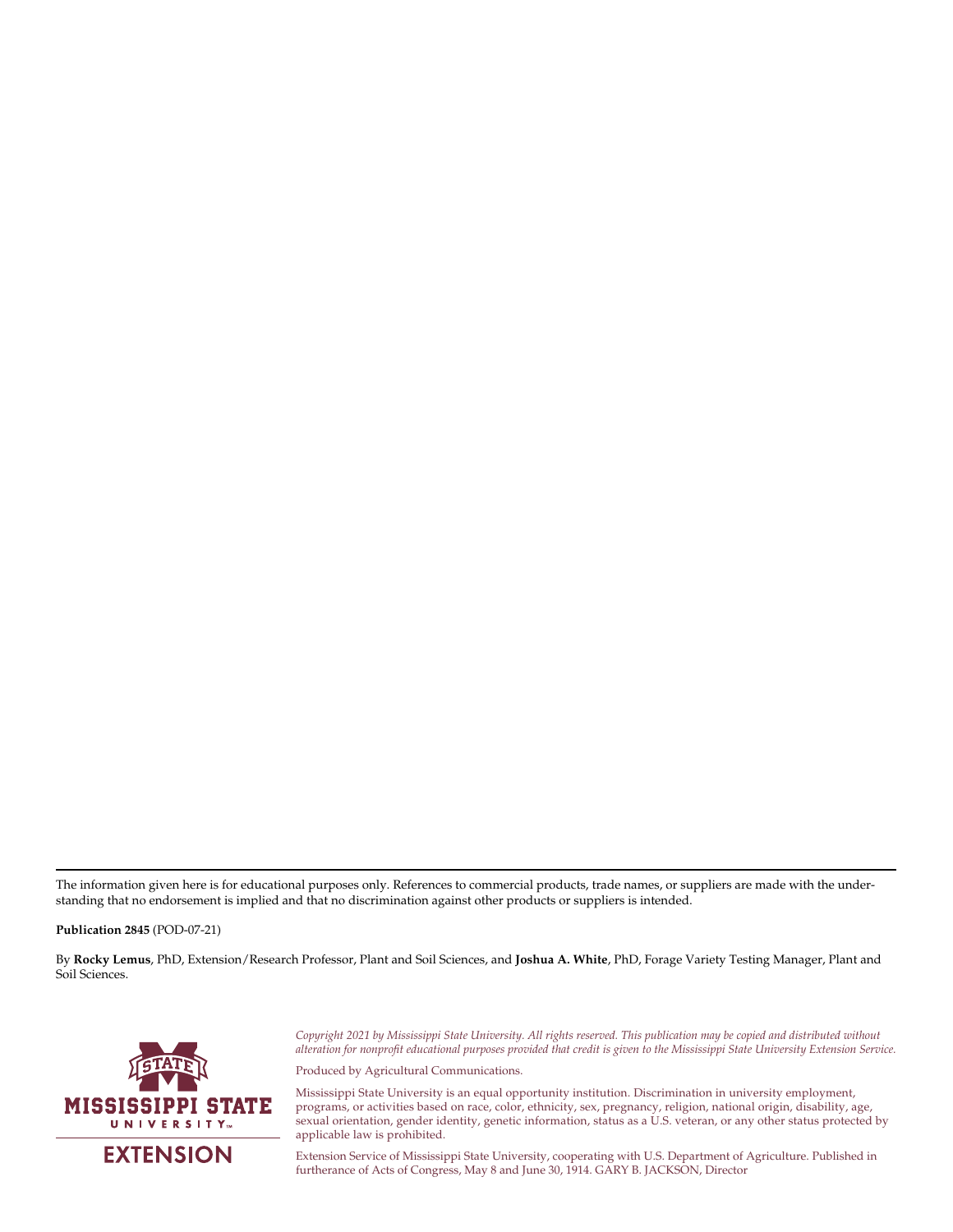The information given here is for educational purposes only. References to commercial products, trade names, or suppliers are made with the understanding that no endorsement is implied and that no discrimination against other products or suppliers is intended.

**Publication 2845** (POD-07-21)

By **Rocky Lemus**, PhD, Extension/Research Professor, Plant and Soil Sciences, and **Joshua A. White**, PhD, Forage Variety Testing Manager, Plant and Soil Sciences.

MISSISSIPPI STATE UNIVERSITY™ EXTENSION

*Copyright 2021 by Mississippi State University. All rights reserved. This publication may be copied and distributed without alteration for nonprofit educational purposes provided that credit is given to the Mississippi State University Extension Service.*

Produced by Agricultural Communications.

Mississippi State University is an equal opportunity institution. Discrimination in university employment, programs, or activities based on race, color, ethnicity, sex, pregnancy, religion, national origin, disability, age, sexual orientation, gender identity, genetic information, status as a U.S. veteran, or any other status protected by applicable law is prohibited.

Extension Service of Mississippi State University, cooperating with U.S. Department of Agriculture. Published in furtherance of Acts of Congress, May 8 and June 30, 1914. GARY B. JACKSON, Director